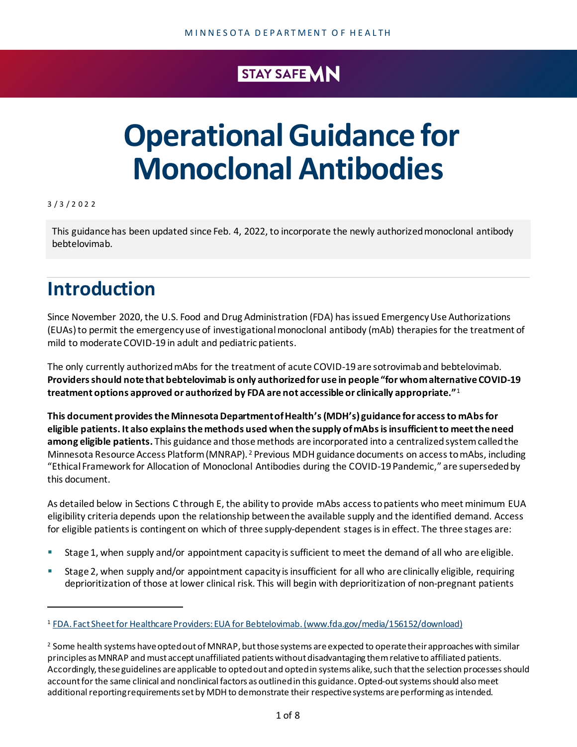MINNESOTA DEPARTMENT OF HEALTH

STAY SAFE MN

# Operational Guidance for Monoclonal Antibodies

3/3/2022

This guidance has been updated since Feb. 4, 2022, to incorporate the newly authorized monoclonal antibody bebtelovimab.

## Introduction

Since November 2020, the U.S. Food and Drug Administration (FDA) has issued Emergency Use Authorizations (EUAs) to permit the emergency use of investigational monoclonal antibody (mAb) therapies for the treatment of mild to moderate COVID-19 in adult and pediatric patients.

The only currently authorized mAbs for the treatment of acute COVID-19 are sotrovimab and bebtelovimab. **Providers should note that bebtelovimab is only authorized for use in people "for whom alternative COVID-19 treatment options approved or authorized by FDA are not accessible or clinically appropriate."**[1]

**This document provides the Minnesota Department of Health's (MDH's) guidance for access to mAbs for eligible patients. It also explains the methods used when the supply of mAbs is insufficient to meet the need among eligible patients.** This guidance and those methods are incorporated into a centralized system called the Minnesota Resource Access Platform (MNRAP).[2] Previous MDH guidance documents on access to mAbs, including "Ethical Framework for Allocation of Monoclonal Antibodies during the COVID-19 Pandemic," are superseded by this document.

As detailed below in Sections C through E, the ability to provide mAbs access to patients who meet minimum EUA eligibility criteria depends upon the relationship between the available supply and the identified demand. Access for eligible patients is contingent on which of three supply-dependent stages is in effect. The three stages are:

- Stage 1, when supply and/or appointment capacity is sufficient to meet the demand of all who are eligible.
- Stage 2, when supply and/or appointment capacity is insufficient for all who are clinically eligible, requiring deprioritization of those at lower clinical risk. This will begin with deprioritization of non-pregnant patients

---

[1] FDA. Fact Sheet for Healthcare Providers: EUA for Bebtelovimab. (www.fda.gov/media/156152/download)

[2] Some health systems have opted out of MNRAP, but those systems are expected to operate their approaches with similar principles as MNRAP and must accept unaffiliated patients without disadvantaging them relative to affiliated patients. Accordingly, these guidelines are applicable to opted out and opted in systems alike, such that the selection processes should account for the same clinical and nonclinical factors as outlined in this guidance. Opted-out systems should also meet additional reporting requirements set by MDH to demonstrate their respective systems are performing as intended.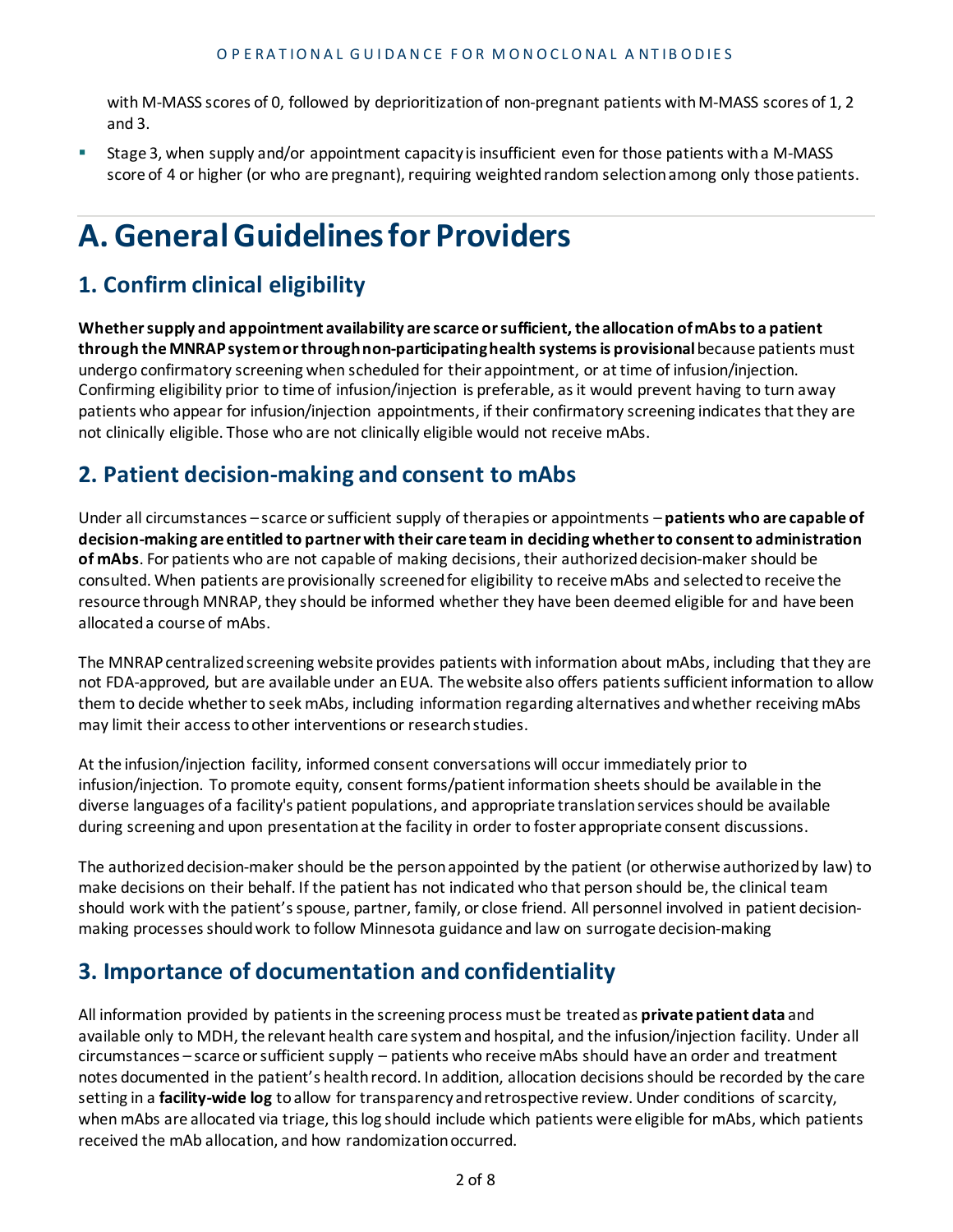with M-MASS scores of 0, followed by deprioritization of non-pregnant patients with M-MASS scores of 1, 2 and 3.

- Stage 3, when supply and/or appointment capacity is insufficient even for those patients with a M-MASS score of 4 or higher (or who are pregnant), requiring weighted random selection among only those patients.

# A. General Guidelines for Providers

## 1. Confirm clinical eligibility

**Whether supply and appointment availability are scarce or sufficient, the allocation of mAbs to a patient through the MNRAP system or through non-participating health systems is provisional** because patients must undergo confirmatory screening when scheduled for their appointment, or at time of infusion/injection. Confirming eligibility prior to time of infusion/injection is preferable, as it would prevent having to turn away patients who appear for infusion/injection appointments, if their confirmatory screening indicates that they are not clinically eligible. Those who are not clinically eligible would not receive mAbs.

## 2. Patient decision-making and consent to mAbs

Under all circumstances – scarce or sufficient supply of therapies or appointments – **patients who are capable of decision-making are entitled to partner with their care team in deciding whether to consent to administration of mAbs**. For patients who are not capable of making decisions, their authorized decision-maker should be consulted. When patients are provisionally screened for eligibility to receive mAbs and selected to receive the resource through MNRAP, they should be informed whether they have been deemed eligible for and have been allocated a course of mAbs.

The MNRAP centralized screening website provides patients with information about mAbs, including that they are not FDA-approved, but are available under an EUA. The website also offers patients sufficient information to allow them to decide whether to seek mAbs, including information regarding alternatives and whether receiving mAbs may limit their access to other interventions or research studies.

At the infusion/injection facility, informed consent conversations will occur immediately prior to infusion/injection. To promote equity, consent forms/patient information sheets should be available in the diverse languages of a facility's patient populations, and appropriate translation services should be available during screening and upon presentation at the facility in order to foster appropriate consent discussions.

The authorized decision-maker should be the person appointed by the patient (or otherwise authorized by law) to make decisions on their behalf. If the patient has not indicated who that person should be, the clinical team should work with the patient's spouse, partner, family, or close friend. All personnel involved in patient decision-making processes should work to follow Minnesota guidance and law on surrogate decision-making

## 3. Importance of documentation and confidentiality

All information provided by patients in the screening process must be treated as **private patient data** and available only to MDH, the relevant health care system and hospital, and the infusion/injection facility. Under all circumstances – scarce or sufficient supply – patients who receive mAbs should have an order and treatment notes documented in the patient's health record. In addition, allocation decisions should be recorded by the care setting in a **facility-wide log** to allow for transparency and retrospective review. Under conditions of scarcity, when mAbs are allocated via triage, this log should include which patients were eligible for mAbs, which patients received the mAb allocation, and how randomization occurred.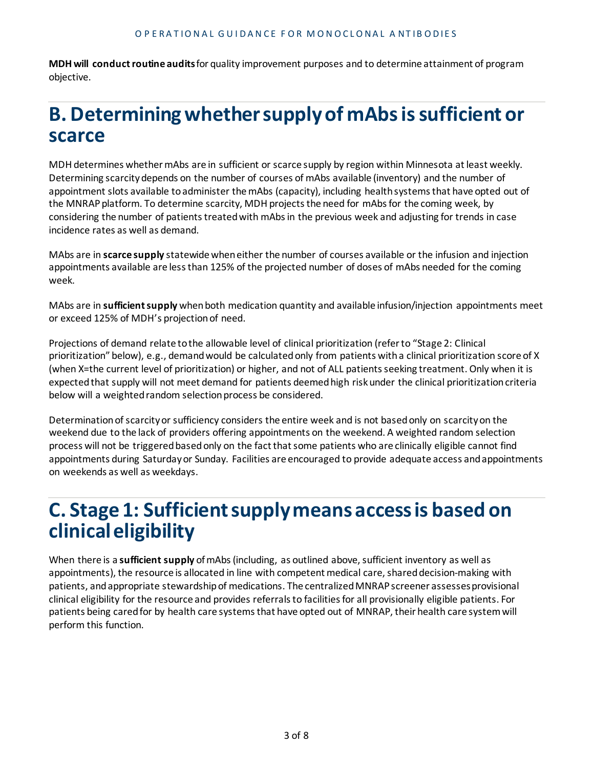**MDH will conduct routine audits** for quality improvement purposes and to determine attainment of program objective.

## B. Determining whether supply of mAbs is sufficient or scarce

MDH determines whether mAbs are in sufficient or scarce supply by region within Minnesota at least weekly. Determining scarcity depends on the number of courses of mAbs available (inventory) and the number of appointment slots available to administer the mAbs (capacity), including health systems that have opted out of the MNRAP platform. To determine scarcity, MDH projects the need for mAbs for the coming week, by considering the number of patients treated with mAbs in the previous week and adjusting for trends in case incidence rates as well as demand.

MAbs are in **scarce supply** statewide when either the number of courses available or the infusion and injection appointments available are less than 125% of the projected number of doses of mAbs needed for the coming week.

MAbs are in **sufficient supply** when both medication quantity and available infusion/injection appointments meet or exceed 125% of MDH's projection of need.

Projections of demand relate to the allowable level of clinical prioritization (refer to "Stage 2: Clinical prioritization" below), e.g., demand would be calculated only from patients with a clinical prioritization score of X (when X=the current level of prioritization) or higher, and not of ALL patients seeking treatment. Only when it is expected that supply will not meet demand for patients deemed high risk under the clinical prioritization criteria below will a weighted random selection process be considered.

Determination of scarcity or sufficiency considers the entire week and is not based only on scarcity on the weekend due to the lack of providers offering appointments on the weekend. A weighted random selection process will not be triggered based only on the fact that some patients who are clinically eligible cannot find appointments during Saturday or Sunday. Facilities are encouraged to provide adequate access and appointments on weekends as well as weekdays.

## C. Stage 1: Sufficient supply means access is based on clinical eligibility

When there is a **sufficient supply** of mAbs (including, as outlined above, sufficient inventory as well as appointments), the resource is allocated in line with competent medical care, shared decision-making with patients, and appropriate stewardship of medications. The centralized MNRAP screener assesses provisional clinical eligibility for the resource and provides referrals to facilities for all provisionally eligible patients. For patients being cared for by health care systems that have opted out of MNRAP, their health care system will perform this function.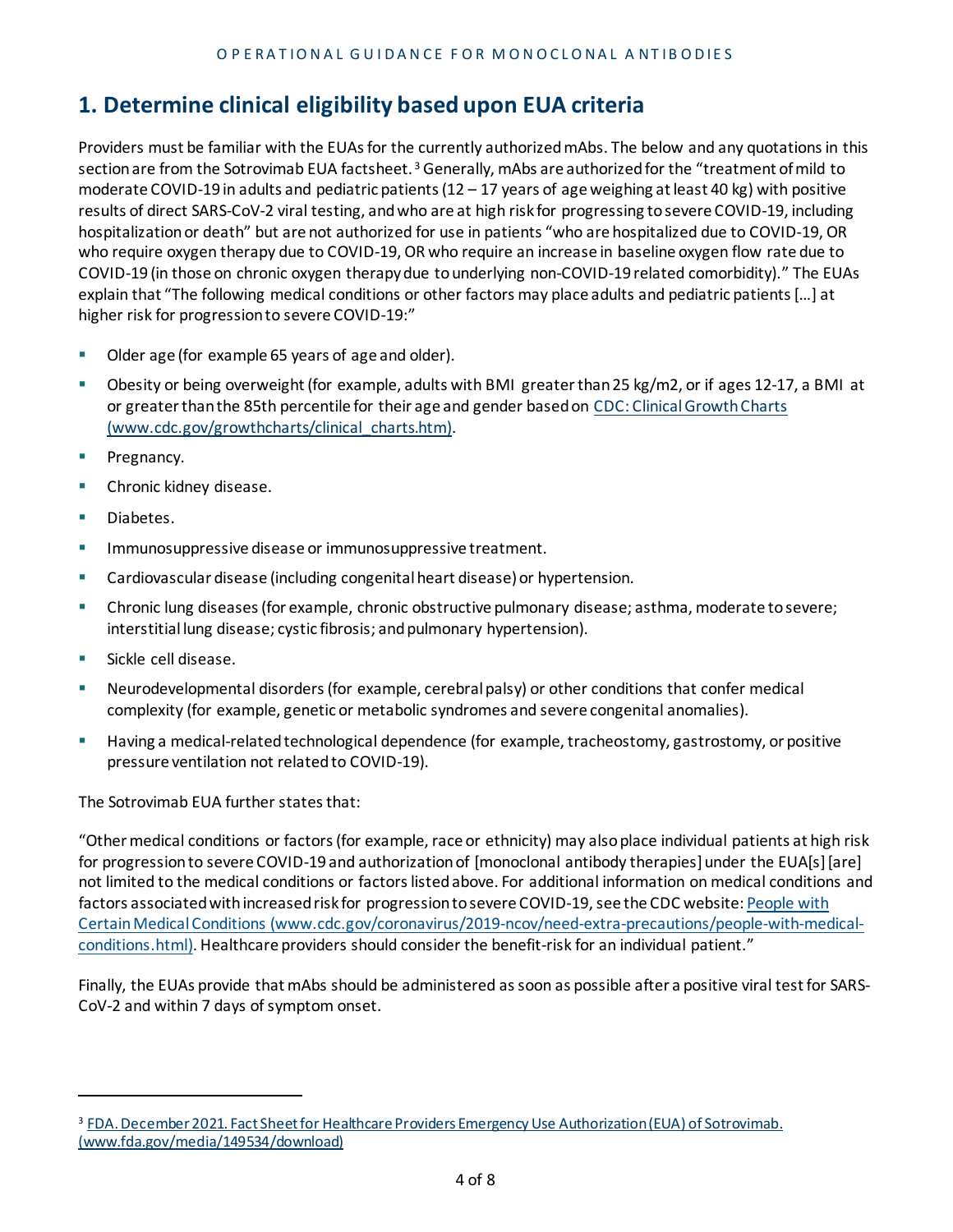## 1. Determine clinical eligibility based upon EUA criteria

Providers must be familiar with the EUAs for the currently authorized mAbs. The below and any quotations in this section are from the Sotrovimab EUA factsheet.[3] Generally, mAbs are authorized for the "treatment of mild to moderate COVID-19 in adults and pediatric patients (12 – 17 years of age weighing at least 40 kg) with positive results of direct SARS-CoV-2 viral testing, and who are at high risk for progressing to severe COVID-19, including hospitalization or death" but are not authorized for use in patients "who are hospitalized due to COVID-19, OR who require oxygen therapy due to COVID-19, OR who require an increase in baseline oxygen flow rate due to COVID-19 (in those on chronic oxygen therapy due to underlying non-COVID-19 related comorbidity)." The EUAs explain that "The following medical conditions or other factors may place adults and pediatric patients […] at higher risk for progression to severe COVID-19:"

- Older age (for example 65 years of age and older).
- Obesity or being overweight (for example, adults with BMI greater than 25 kg/m2, or if ages 12-17, a BMI at or greater than the 85th percentile for their age and gender based on [CDC: Clinical Growth Charts (www.cdc.gov/growthcharts/clinical_charts.htm)](www.cdc.gov/growthcharts/clinical_charts.htm).
- Pregnancy.
- Chronic kidney disease.
- Diabetes.
- Immunosuppressive disease or immunosuppressive treatment.
- Cardiovascular disease (including congenital heart disease) or hypertension.
- Chronic lung diseases (for example, chronic obstructive pulmonary disease; asthma, moderate to severe; interstitial lung disease; cystic fibrosis; and pulmonary hypertension).
- Sickle cell disease.
- Neurodevelopmental disorders (for example, cerebral palsy) or other conditions that confer medical complexity (for example, genetic or metabolic syndromes and severe congenital anomalies).
- Having a medical-related technological dependence (for example, tracheostomy, gastrostomy, or positive pressure ventilation not related to COVID-19).

The Sotrovimab EUA further states that:

"Other medical conditions or factors (for example, race or ethnicity) may also place individual patients at high risk for progression to severe COVID-19 and authorization of [monoclonal antibody therapies] under the EUA[s] [are] not limited to the medical conditions or factors listed above. For additional information on medical conditions and factors associated with increased risk for progression to severe COVID-19, see the CDC website: [People with Certain Medical Conditions (www.cdc.gov/coronavirus/2019-ncov/need-extra-precautions/people-with-medical-conditions.html)](www.cdc.gov/coronavirus/2019-ncov/need-extra-precautions/people-with-medical-conditions.html). Healthcare providers should consider the benefit-risk for an individual patient."

Finally, the EUAs provide that mAbs should be administered as soon as possible after a positive viral test for SARS-CoV-2 and within 7 days of symptom onset.

---

[3] [FDA. December 2021. Fact Sheet for Healthcare Providers Emergency Use Authorization (EUA) of Sotrovimab. (www.fda.gov/media/149534/download)](www.fda.gov/media/149534/download)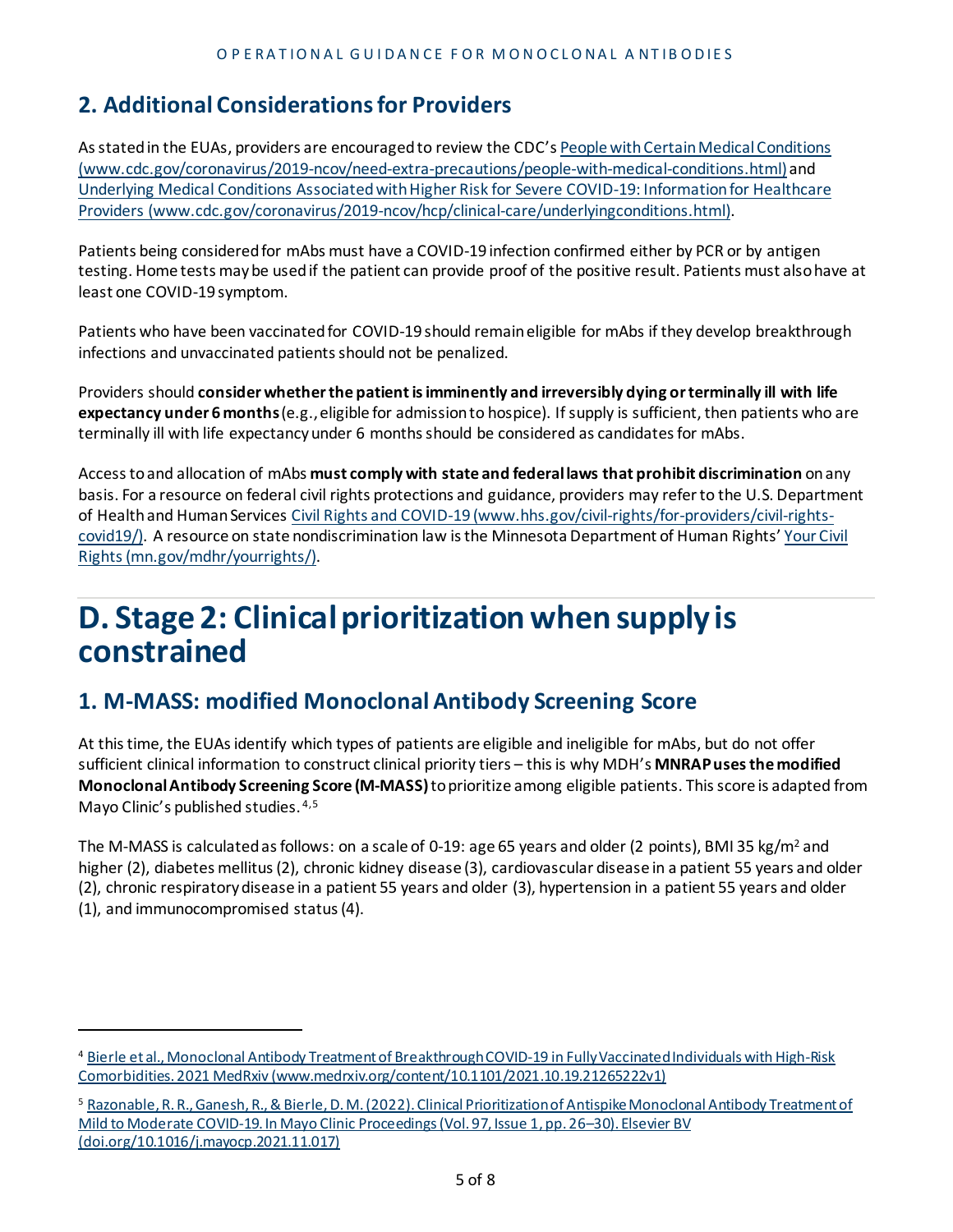## 2. Additional Considerations for Providers

As stated in the EUAs, providers are encouraged to review the CDC's [People with Certain Medical Conditions (www.cdc.gov/coronavirus/2019-ncov/need-extra-precautions/people-with-medical-conditions.html)](www.cdc.gov/coronavirus/2019-ncov/need-extra-precautions/people-with-medical-conditions.html) and [Underlying Medical Conditions Associated with Higher Risk for Severe COVID-19: Information for Healthcare Providers (www.cdc.gov/coronavirus/2019-ncov/hcp/clinical-care/underlyingconditions.html)](www.cdc.gov/coronavirus/2019-ncov/hcp/clinical-care/underlyingconditions.html).

Patients being considered for mAbs must have a COVID-19 infection confirmed either by PCR or by antigen testing. Home tests may be used if the patient can provide proof of the positive result. Patients must also have at least one COVID-19 symptom.

Patients who have been vaccinated for COVID-19 should remain eligible for mAbs if they develop breakthrough infections and unvaccinated patients should not be penalized.

Providers should **consider whether the patient is imminently and irreversibly dying or terminally ill with life expectancy under 6 months** (e.g., eligible for admission to hospice). If supply is sufficient, then patients who are terminally ill with life expectancy under 6 months should be considered as candidates for mAbs.

Access to and allocation of mAbs **must comply with state and federal laws that prohibit discrimination** on any basis. For a resource on federal civil rights protections and guidance, providers may refer to the U.S. Department of Health and Human Services [Civil Rights and COVID-19 (www.hhs.gov/civil-rights/for-providers/civil-rights-covid19/)](www.hhs.gov/civil-rights/for-providers/civil-rights-covid19/). A resource on state nondiscrimination law is the Minnesota Department of Human Rights' [Your Civil Rights (mn.gov/mdhr/yourrights/)](mn.gov/mdhr/yourrights/).

# D. Stage 2: Clinical prioritization when supply is constrained

## 1. M-MASS: modified Monoclonal Antibody Screening Score

At this time, the EUAs identify which types of patients are eligible and ineligible for mAbs, but do not offer sufficient clinical information to construct clinical priority tiers – this is why MDH's **MNRAP uses the modified Monoclonal Antibody Screening Score (M-MASS)** to prioritize among eligible patients. This score is adapted from Mayo Clinic's published studies.[4,5]

The M-MASS is calculated as follows: on a scale of 0-19: age 65 years and older (2 points), BMI 35 kg/m$^2$ and higher (2), diabetes mellitus (2), chronic kidney disease (3), cardiovascular disease in a patient 55 years and older (2), chronic respiratory disease in a patient 55 years and older (3), hypertension in a patient 55 years and older (1), and immunocompromised status (4).

---

[4] [Bierle et al., Monoclonal Antibody Treatment of Breakthrough COVID-19 in Fully Vaccinated Individuals with High-Risk Comorbidities. 2021 MedRxiv (www.medrxiv.org/content/10.1101/2021.10.19.21265222v1)](www.medrxiv.org/content/10.1101/2021.10.19.21265222v1)

[5] [Razonable, R. R., Ganesh, R., & Bierle, D. M. (2022). Clinical Prioritization of Antispike Monoclonal Antibody Treatment of Mild to Moderate COVID-19. In Mayo Clinic Proceedings (Vol. 97, Issue 1, pp. 26–30). Elsevier BV (doi.org/10.1016/j.mayocp.2021.11.017)](doi.org/10.1016/j.mayocp.2021.11.017)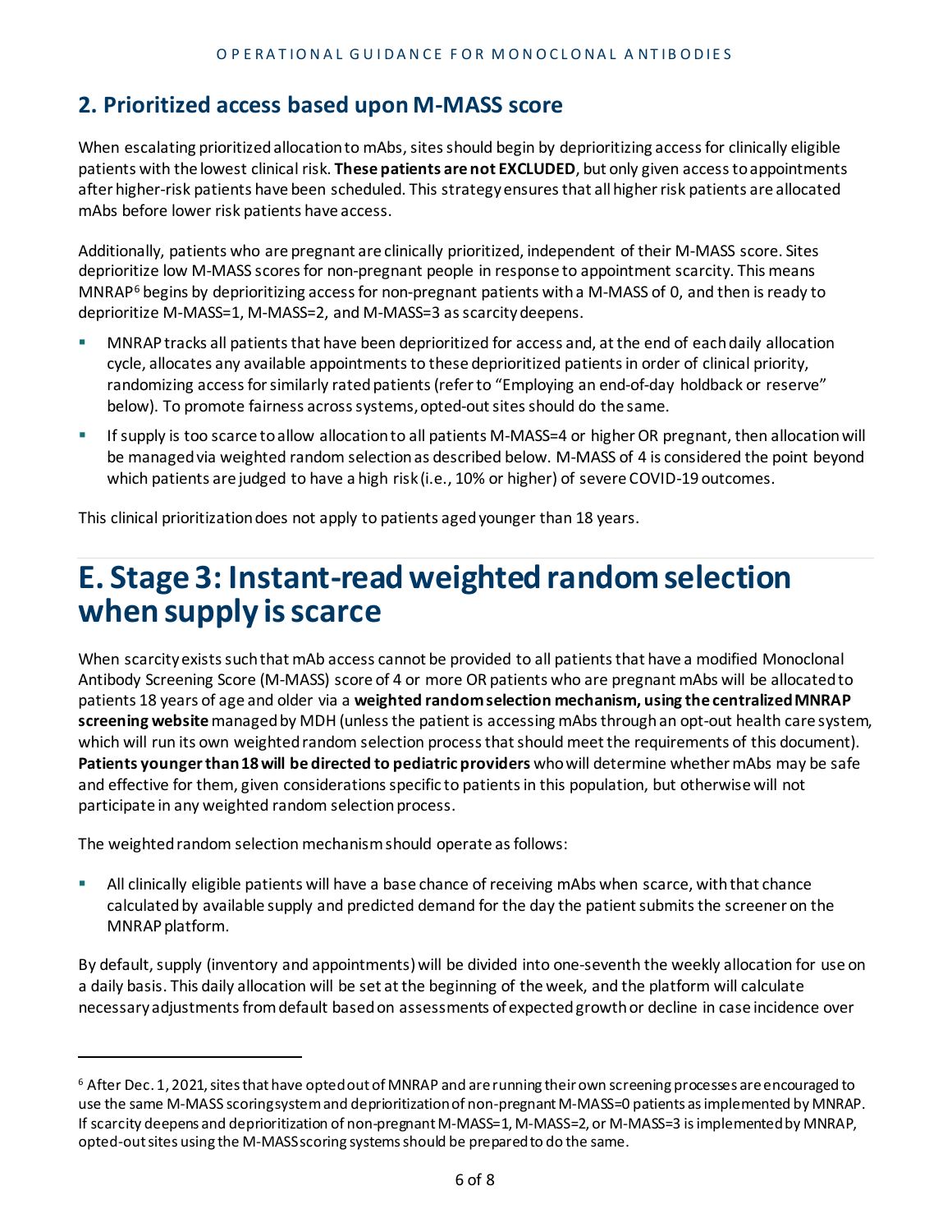## 2. Prioritized access based upon M-MASS score

When escalating prioritized allocation to mAbs, sites should begin by deprioritizing access for clinically eligible patients with the lowest clinical risk. **These patients are not EXCLUDED**, but only given access to appointments after higher-risk patients have been scheduled. This strategy ensures that all higher risk patients are allocated mAbs before lower risk patients have access.

Additionally, patients who are pregnant are clinically prioritized, independent of their M-MASS score. Sites deprioritize low M-MASS scores for non-pregnant people in response to appointment scarcity. This means MNRAP[6] begins by deprioritizing access for non-pregnant patients with a M-MASS of 0, and then is ready to deprioritize M-MASS=1, M-MASS=2, and M-MASS=3 as scarcity deepens.

- MNRAP tracks all patients that have been deprioritized for access and, at the end of each daily allocation cycle, allocates any available appointments to these deprioritized patients in order of clinical priority, randomizing access for similarly rated patients (refer to "Employing an end-of-day holdback or reserve" below). To promote fairness across systems, opted-out sites should do the same.
- If supply is too scarce to allow allocation to all patients M-MASS=4 or higher OR pregnant, then allocation will be managed via weighted random selection as described below. M-MASS of 4 is considered the point beyond which patients are judged to have a high risk (i.e., 10% or higher) of severe COVID-19 outcomes.

This clinical prioritization does not apply to patients aged younger than 18 years.

# E. Stage 3: Instant-read weighted random selection when supply is scarce

When scarcity exists such that mAb access cannot be provided to all patients that have a modified Monoclonal Antibody Screening Score (M-MASS) score of 4 or more OR patients who are pregnant mAbs will be allocated to patients 18 years of age and older via a **weighted random selection mechanism, using the centralized MNRAP screening website** managed by MDH (unless the patient is accessing mAbs through an opt-out health care system, which will run its own weighted random selection process that should meet the requirements of this document). **Patients younger than 18 will be directed to pediatric providers** who will determine whether mAbs may be safe and effective for them, given considerations specific to patients in this population, but otherwise will not participate in any weighted random selection process.

The weighted random selection mechanism should operate as follows:

- All clinically eligible patients will have a base chance of receiving mAbs when scarce, with that chance calculated by available supply and predicted demand for the day the patient submits the screener on the MNRAP platform.

By default, supply (inventory and appointments) will be divided into one-seventh the weekly allocation for use on a daily basis. This daily allocation will be set at the beginning of the week, and the platform will calculate necessary adjustments from default based on assessments of expected growth or decline in case incidence over

---

[6] After Dec. 1, 2021, sites that have opted out of MNRAP and are running their own screening processes are encouraged to use the same M-MASS scoring system and deprioritization of non-pregnant M-MASS=0 patients as implemented by MNRAP. If scarcity deepens and deprioritization of non-pregnant M-MASS=1, M-MASS=2, or M-MASS=3 is implemented by MNRAP, opted-out sites using the M-MASS scoring systems should be prepared to do the same.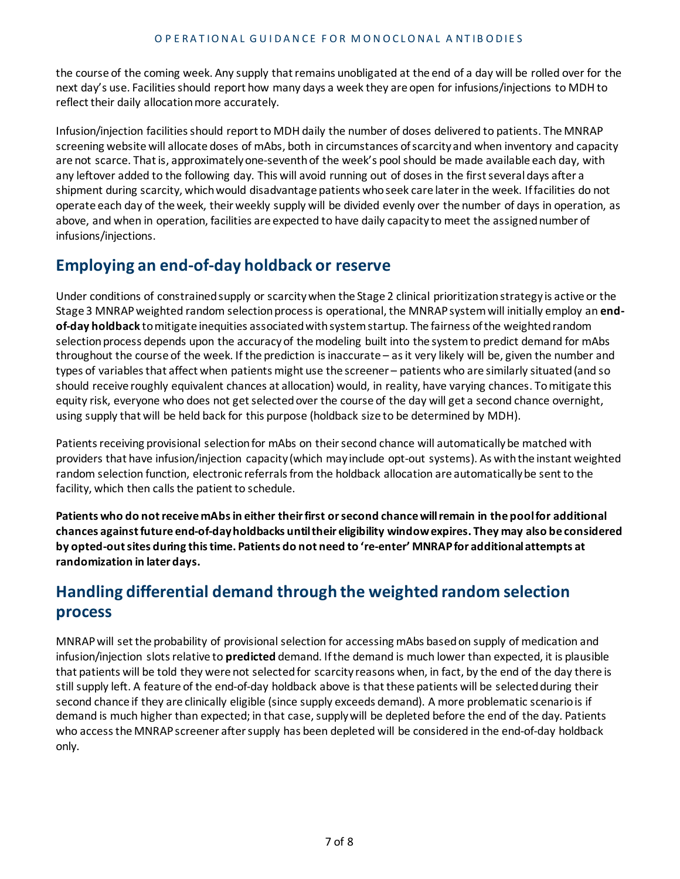the course of the coming week. Any supply that remains unobligated at the end of a day will be rolled over for the next day's use. Facilities should report how many days a week they are open for infusions/injections to MDH to reflect their daily allocation more accurately.

Infusion/injection facilities should report to MDH daily the number of doses delivered to patients. The MNRAP screening website will allocate doses of mAbs, both in circumstances of scarcity and when inventory and capacity are not scarce. That is, approximately one-seventh of the week's pool should be made available each day, with any leftover added to the following day. This will avoid running out of doses in the first several days after a shipment during scarcity, which would disadvantage patients who seek care later in the week. If facilities do not operate each day of the week, their weekly supply will be divided evenly over the number of days in operation, as above, and when in operation, facilities are expected to have daily capacity to meet the assigned number of infusions/injections.

## Employing an end-of-day holdback or reserve

Under conditions of constrained supply or scarcity when the Stage 2 clinical prioritization strategy is active or the Stage 3 MNRAP weighted random selection process is operational, the MNRAP system will initially employ an **end-of-day holdback** to mitigate inequities associated with system startup. The fairness of the weighted random selection process depends upon the accuracy of the modeling built into the system to predict demand for mAbs throughout the course of the week. If the prediction is inaccurate – as it very likely will be, given the number and types of variables that affect when patients might use the screener – patients who are similarly situated (and so should receive roughly equivalent chances at allocation) would, in reality, have varying chances. To mitigate this equity risk, everyone who does not get selected over the course of the day will get a second chance overnight, using supply that will be held back for this purpose (holdback size to be determined by MDH).

Patients receiving provisional selection for mAbs on their second chance will automatically be matched with providers that have infusion/injection capacity (which may include opt-out systems). As with the instant weighted random selection function, electronic referrals from the holdback allocation are automatically be sent to the facility, which then calls the patient to schedule.

**Patients who do not receive mAbs in either their first or second chance will remain in the pool for additional chances against future end-of-day holdbacks until their eligibility window expires. They may also be considered by opted-out sites during this time. Patients do not need to 're-enter' MNRAP for additional attempts at randomization in later days.**

## Handling differential demand through the weighted random selection process

MNRAP will set the probability of provisional selection for accessing mAbs based on supply of medication and infusion/injection slots relative to **predicted** demand. If the demand is much lower than expected, it is plausible that patients will be told they were not selected for scarcity reasons when, in fact, by the end of the day there is still supply left. A feature of the end-of-day holdback above is that these patients will be selected during their second chance if they are clinically eligible (since supply exceeds demand). A more problematic scenario is if demand is much higher than expected; in that case, supply will be depleted before the end of the day. Patients who access the MNRAP screener after supply has been depleted will be considered in the end-of-day holdback only.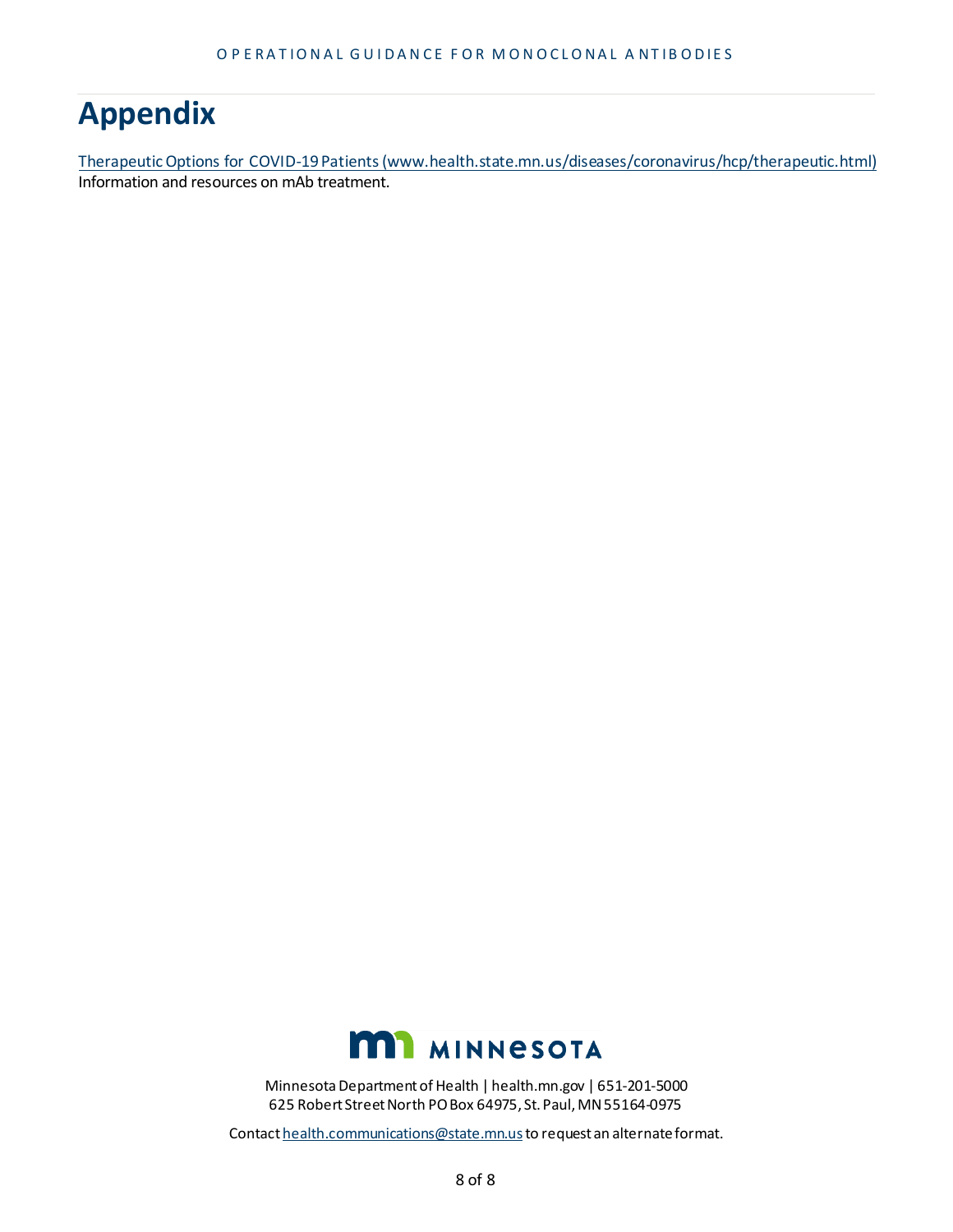# Appendix

[Therapeutic Options for COVID-19 Patients (www.health.state.mn.us/diseases/coronavirus/hcp/therapeutic.html)](www.health.state.mn.us/diseases/coronavirus/hcp/therapeutic.html)
Information and resources on mAb treatment.

MINNESOTA

Minnesota Department of Health | health.mn.gov | 651-201-5000
625 Robert Street North PO Box 64975, St. Paul, MN 55164-0975

Contact health.communications@state.mn.us to request an alternate format.